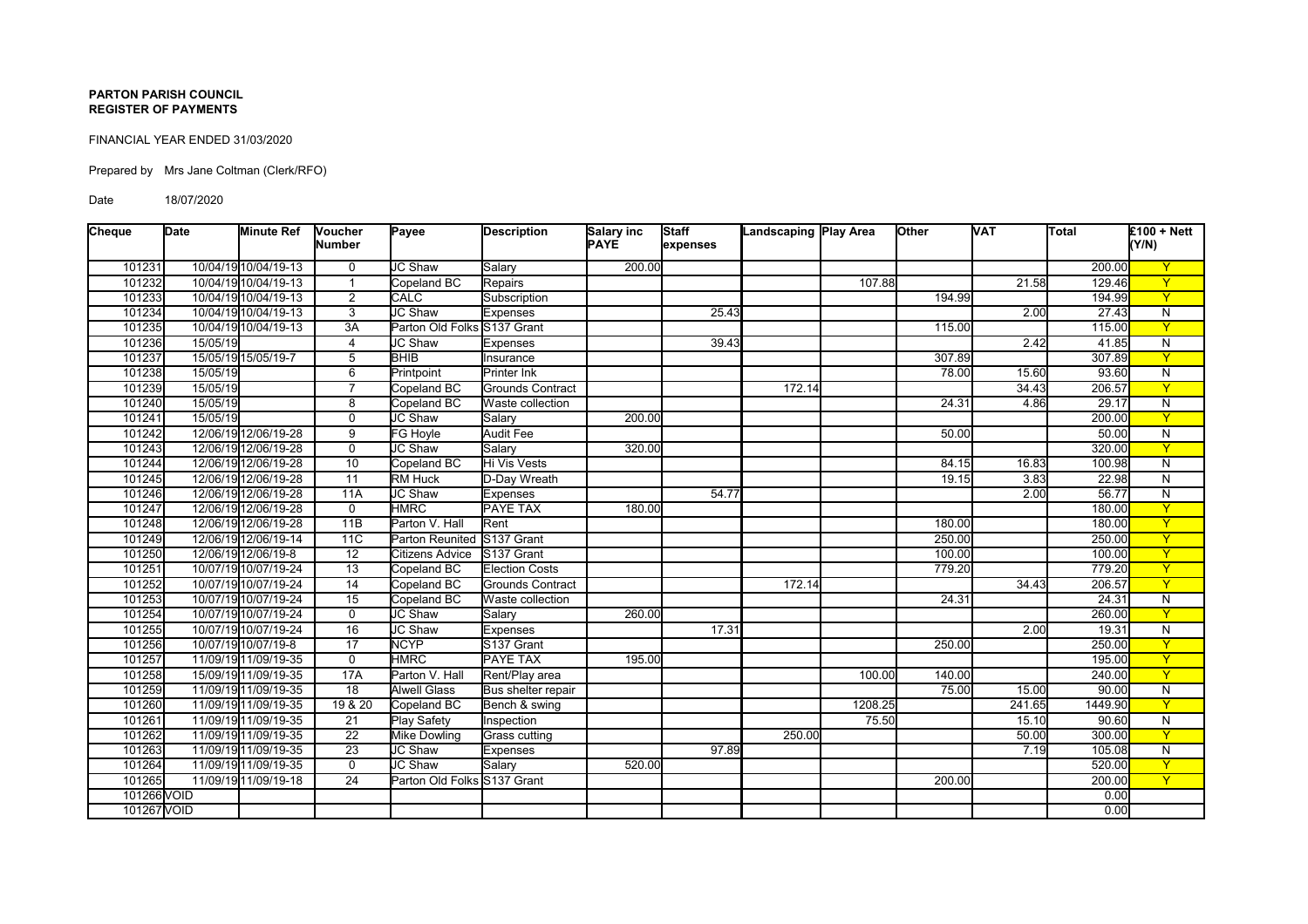**PARTON PARISH COUNCIL**
**REGISTER OF PAYMENTS**

FINANCIAL YEAR ENDED 31/03/2020

Prepared by Mrs Jane Coltman (Clerk/RFO)

Date 18/07/2020

| Cheque | Date | Minute Ref | Voucher Number | Payee | Description | Salary inc PAYE | Staff expenses | Landscaping | Play Area | Other | VAT | Total | £100 + Nett (Y/N) |
|---|---|---|---|---|---|---|---|---|---|---|---|---|---|
| 101231 | 10/04/19 | 10/04/19-13 | 0 | JC Shaw | Salary | 200.00 | | | | | | 200.00 | Y |
| 101232 | 10/04/19 | 10/04/19-13 | 1 | Copeland BC | Repairs | | | | 107.88 | | 21.58 | 129.46 | Y |
| 101233 | 10/04/19 | 10/04/19-13 | 2 | CALC | Subscription | | | | | 194.99 | | 194.99 | Y |
| 101234 | 10/04/19 | 10/04/19-13 | 3 | JC Shaw | Expenses | | 25.43 | | | | 2.00 | 27.43 | N |
| 101235 | 10/04/19 | 10/04/19-13 | 3A | Parton Old Folks | S137 Grant | | | | | 115.00 | | 115.00 | Y |
| 101236 | 15/05/19 | | 4 | JC Shaw | Expenses | | 39.43 | | | | 2.42 | 41.85 | N |
| 101237 | 15/05/19 | 15/05/19-7 | 5 | BHIB | Insurance | | | | | 307.89 | | 307.89 | Y |
| 101238 | 15/05/19 | | 6 | Printpoint | Printer Ink | | | | | 78.00 | 15.60 | 93.60 | N |
| 101239 | 15/05/19 | | 7 | Copeland BC | Grounds Contract | | | 172.14 | | | 34.43 | 206.57 | Y |
| 101240 | 15/05/19 | | 8 | Copeland BC | Waste collection | | | | | 24.31 | 4.86 | 29.17 | N |
| 101241 | 15/05/19 | | 0 | JC Shaw | Salary | 200.00 | | | | | | 200.00 | Y |
| 101242 | 12/06/19 | 12/06/19-28 | 9 | FG Hoyle | Audit Fee | | | | | 50.00 | | 50.00 | N |
| 101243 | 12/06/19 | 12/06/19-28 | 0 | JC Shaw | Salary | 320.00 | | | | | | 320.00 | Y |
| 101244 | 12/06/19 | 12/06/19-28 | 10 | Copeland BC | Hi Vis Vests | | | | | 84.15 | 16.83 | 100.98 | N |
| 101245 | 12/06/19 | 12/06/19-28 | 11 | RM Huck | D-Day Wreath | | | | | 19.15 | 3.83 | 22.98 | N |
| 101246 | 12/06/19 | 12/06/19-28 | 11A | JC Shaw | Expenses | | 54.77 | | | | 2.00 | 56.77 | N |
| 101247 | 12/06/19 | 12/06/19-28 | 0 | HMRC | PAYE TAX | 180.00 | | | | | | 180.00 | Y |
| 101248 | 12/06/19 | 12/06/19-28 | 11B | Parton V. Hall | Rent | | | | | 180.00 | | 180.00 | Y |
| 101249 | 12/06/19 | 12/06/19-14 | 11C | Parton Reunited | S137 Grant | | | | | 250.00 | | 250.00 | Y |
| 101250 | 12/06/19 | 12/06/19-8 | 12 | Citizens Advice | S137 Grant | | | | | 100.00 | | 100.00 | Y |
| 101251 | 10/07/19 | 10/07/19-24 | 13 | Copeland BC | Election Costs | | | | | 779.20 | | 779.20 | Y |
| 101252 | 10/07/19 | 10/07/19-24 | 14 | Copeland BC | Grounds Contract | | | 172.14 | | | 34.43 | 206.57 | Y |
| 101253 | 10/07/19 | 10/07/19-24 | 15 | Copeland BC | Waste collection | | | | | 24.31 | | 24.31 | N |
| 101254 | 10/07/19 | 10/07/19-24 | 0 | JC Shaw | Salary | 260.00 | | | | | | 260.00 | Y |
| 101255 | 10/07/19 | 10/07/19-24 | 16 | JC Shaw | Expenses | | 17.31 | | | | 2.00 | 19.31 | N |
| 101256 | 10/07/19 | 10/07/19-8 | 17 | NCYP | S137 Grant | | | | | 250.00 | | 250.00 | Y |
| 101257 | 11/09/19 | 11/09/19-35 | 0 | HMRC | PAYE TAX | 195.00 | | | | | | 195.00 | Y |
| 101258 | 15/09/19 | 11/09/19-35 | 17A | Parton V. Hall | Rent/Play area | | | | 100.00 | 140.00 | | 240.00 | Y |
| 101259 | 11/09/19 | 11/09/19-35 | 18 | Alwell Glass | Bus shelter repair | | | | | 75.00 | 15.00 | 90.00 | N |
| 101260 | 11/09/19 | 11/09/19-35 | 19 & 20 | Copeland BC | Bench & swing | | | | 1208.25 | | 241.65 | 1449.90 | Y |
| 101261 | 11/09/19 | 11/09/19-35 | 21 | Play Safety | Inspection | | | | 75.50 | | 15.10 | 90.60 | N |
| 101262 | 11/09/19 | 11/09/19-35 | 22 | Mike Dowling | Grass cutting | | | 250.00 | | | 50.00 | 300.00 | Y |
| 101263 | 11/09/19 | 11/09/19-35 | 23 | JC Shaw | Expenses | | 97.89 | | | | 7.19 | 105.08 | N |
| 101264 | 11/09/19 | 11/09/19-35 | 0 | JC Shaw | Salary | 520.00 | | | | | | 520.00 | Y |
| 101265 | 11/09/19 | 11/09/19-18 | 24 | Parton Old Folks | S137 Grant | | | | | 200.00 | | 200.00 | Y |
| 101266 | VOID | | | | | | | | | | | 0.00 | |
| 101267 | VOID | | | | | | | | | | | 0.00 | |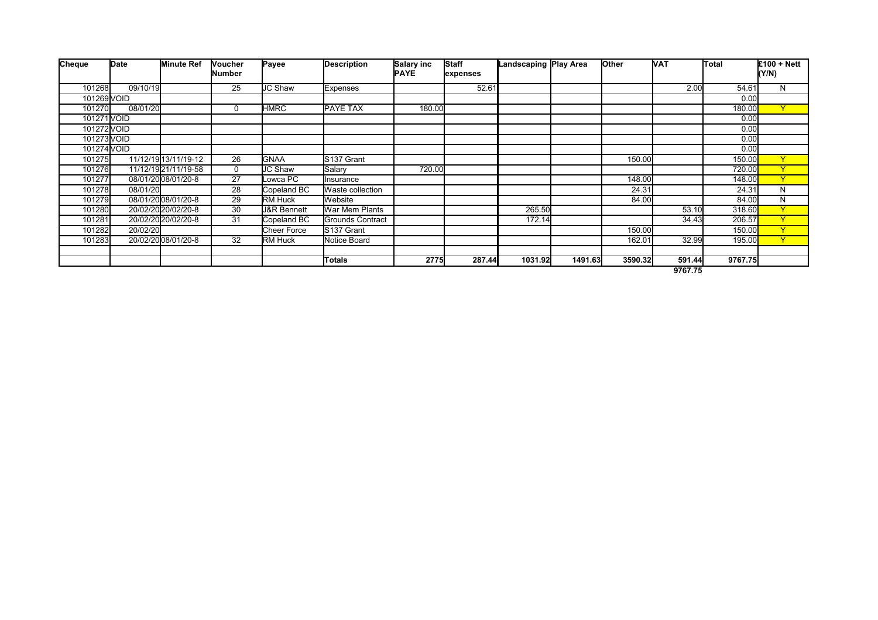| Cheque | Date | Minute Ref | Voucher Number | Payee | Description | Salary inc PAYE | Staff expenses | Landscaping | Play Area | Other | VAT | Total | £100 + Nett (Y/N) |
|---|---|---|---|---|---|---|---|---|---|---|---|---|---|
| 101268 | 09/10/19 | | 25 | JC Shaw | Expenses | | 52.61 | | | | 2.00 | 54.61 | N |
| 101269 | VOID | | | | | | | | | | | 0.00 | |
| 101270 | 08/01/20 | | 0 | HMRC | PAYE TAX | 180.00 | | | | | | 180.00 | Y |
| 101271 | VOID | | | | | | | | | | | 0.00 | |
| 101272 | VOID | | | | | | | | | | | 0.00 | |
| 101273 | VOID | | | | | | | | | | | 0.00 | |
| 101274 | VOID | | | | | | | | | | | 0.00 | |
| 101275 | 11/12/19 | 13/11/19-12 | 26 | GNAA | S137 Grant | | | | | 150.00 | | 150.00 | Y |
| 101276 | 11/12/19 | 21/11/19-58 | 0 | JC Shaw | Salary | 720.00 | | | | | | 720.00 | Y |
| 101277 | 08/01/20 | 08/01/20-8 | 27 | Lowca PC | Insurance | | | | | 148.00 | | 148.00 | Y |
| 101278 | 08/01/20 | | 28 | Copeland BC | Waste collection | | | | | 24.31 | | 24.31 | N |
| 101279 | 08/01/20 | 08/01/20-8 | 29 | RM Huck | Website | | | | | 84.00 | | 84.00 | N |
| 101280 | 20/02/20 | 20/02/20-8 | 30 | J&R Bennett | War Mem Plants | | | 265.50 | | | 53.10 | 318.60 | Y |
| 101281 | 20/02/20 | 20/02/20-8 | 31 | Copeland BC | Grounds Contract | | | 172.14 | | | 34.43 | 206.57 | Y |
| 101282 | 20/02/20 | | | Cheer Force | S137 Grant | | | | | 150.00 | | 150.00 | Y |
| 101283 | 20/02/20 | 08/01/20-8 | 32 | RM Huck | Notice Board | | | | | 162.01 | 32.99 | 195.00 | Y |
| | | | | | | | | | | | | | |
| | | | | | **Totals** | **2775** | **287.44** | **1031.92** | **1491.63** | **3590.32** | **591.44** | **9767.75** | |
| | | | | | | | | | | | **9767.75** | | |